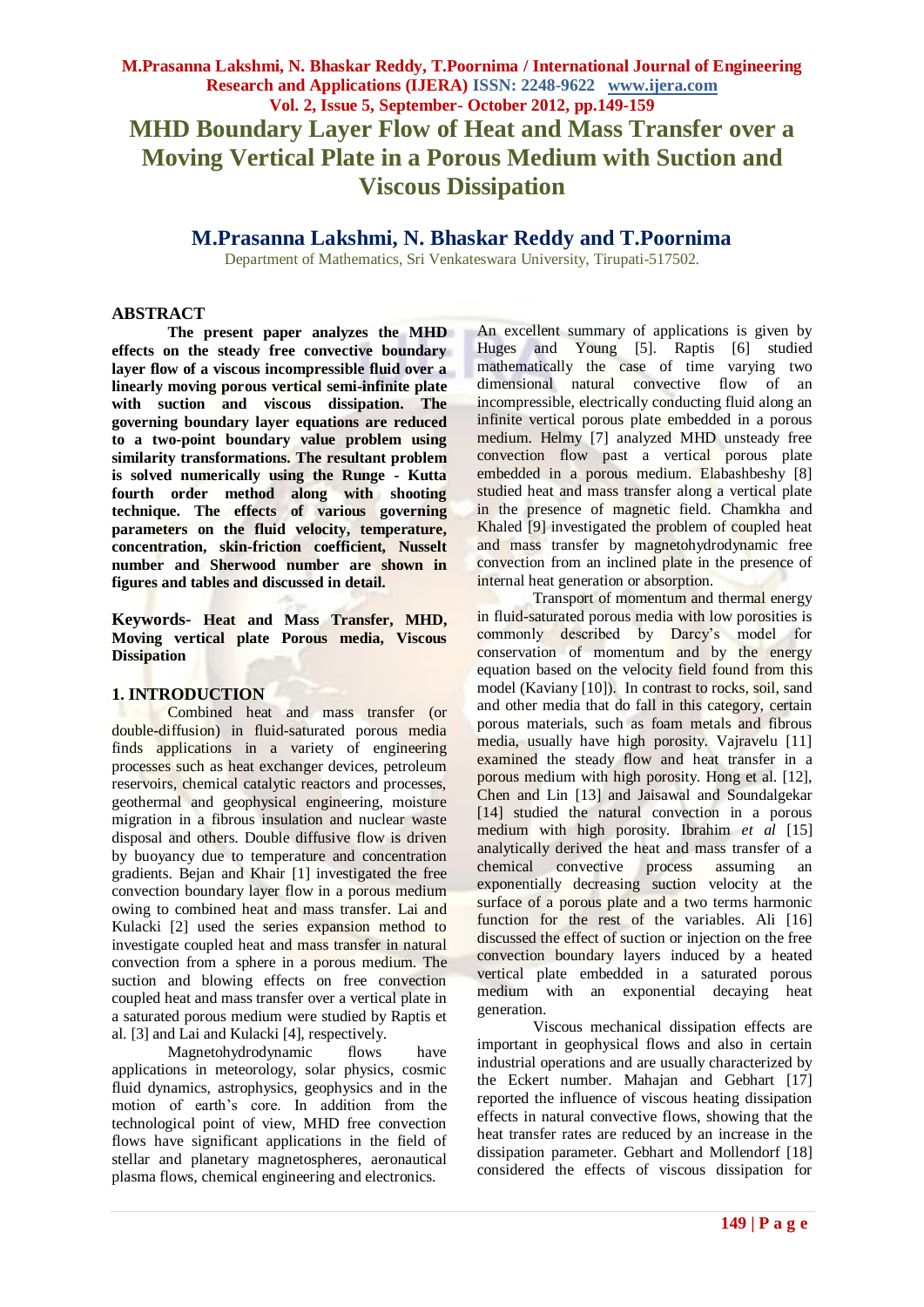# MHD Boundary Layer Flow of Heat and Mass Transfer over a Moving Vertical Plate in a Porous Medium with Suction and Viscous Dissipation

## M.Prasanna Lakshmi, N. Bhaskar Reddy and T.Poornima

Department of Mathematics, Sri Venkateswara University, Tirupati-517502.

## ABSTRACT

**The present paper analyzes the MHD effects on the steady free convective boundary layer flow of a viscous incompressible fluid over a linearly moving porous vertical semi-infinite plate with suction and viscous dissipation. The governing boundary layer equations are reduced to a two-point boundary value problem using similarity transformations. The resultant problem is solved numerically using the Runge - Kutta fourth order method along with shooting technique. The effects of various governing parameters on the fluid velocity, temperature, concentration, skin-friction coefficient, Nusselt number and Sherwood number are shown in figures and tables and discussed in detail.**

**Keywords- Heat and Mass Transfer, MHD, Moving vertical plate Porous media, Viscous Dissipation**

## 1. INTRODUCTION

Combined heat and mass transfer (or double-diffusion) in fluid-saturated porous media finds applications in a variety of engineering processes such as heat exchanger devices, petroleum reservoirs, chemical catalytic reactors and processes, geothermal and geophysical engineering, moisture migration in a fibrous insulation and nuclear waste disposal and others. Double diffusive flow is driven by buoyancy due to temperature and concentration gradients. Bejan and Khair [1] investigated the free convection boundary layer flow in a porous medium owing to combined heat and mass transfer. Lai and Kulacki [2] used the series expansion method to investigate coupled heat and mass transfer in natural convection from a sphere in a porous medium. The suction and blowing effects on free convection coupled heat and mass transfer over a vertical plate in a saturated porous medium were studied by Raptis et al. [3] and Lai and Kulacki [4], respectively.

Magnetohydrodynamic flows have applications in meteorology, solar physics, cosmic fluid dynamics, astrophysics, geophysics and in the motion of earth's core. In addition from the technological point of view, MHD free convection flows have significant applications in the field of stellar and planetary magnetospheres, aeronautical plasma flows, chemical engineering and electronics. An excellent summary of applications is given by Huges and Young [5]. Raptis [6] studied mathematically the case of time varying two dimensional natural convective flow of an incompressible, electrically conducting fluid along an infinite vertical porous plate embedded in a porous medium. Helmy [7] analyzed MHD unsteady free convection flow past a vertical porous plate embedded in a porous medium. Elabashbeshy [8] studied heat and mass transfer along a vertical plate in the presence of magnetic field. Chamkha and Khaled [9] investigated the problem of coupled heat and mass transfer by magnetohydrodynamic free convection from an inclined plate in the presence of internal heat generation or absorption.

Transport of momentum and thermal energy in fluid-saturated porous media with low porosities is commonly described by Darcy's model for conservation of momentum and by the energy equation based on the velocity field found from this model (Kaviany [10]). In contrast to rocks, soil, sand and other media that do fall in this category, certain porous materials, such as foam metals and fibrous media, usually have high porosity. Vajravelu [11] examined the steady flow and heat transfer in a porous medium with high porosity. Hong et al. [12], Chen and Lin [13] and Jaisawal and Soundalgekar [14] studied the natural convection in a porous medium with high porosity. Ibrahim *et al* [15] analytically derived the heat and mass transfer of a chemical convective process assuming an exponentially decreasing suction velocity at the surface of a porous plate and a two terms harmonic function for the rest of the variables. Ali [16] discussed the effect of suction or injection on the free convection boundary layers induced by a heated vertical plate embedded in a saturated porous medium with an exponential decaying heat generation.

Viscous mechanical dissipation effects are important in geophysical flows and also in certain industrial operations and are usually characterized by the Eckert number. Mahajan and Gebhart [17] reported the influence of viscous heating dissipation effects in natural convective flows, showing that the heat transfer rates are reduced by an increase in the dissipation parameter. Gebhart and Mollendorf [18] considered the effects of viscous dissipation for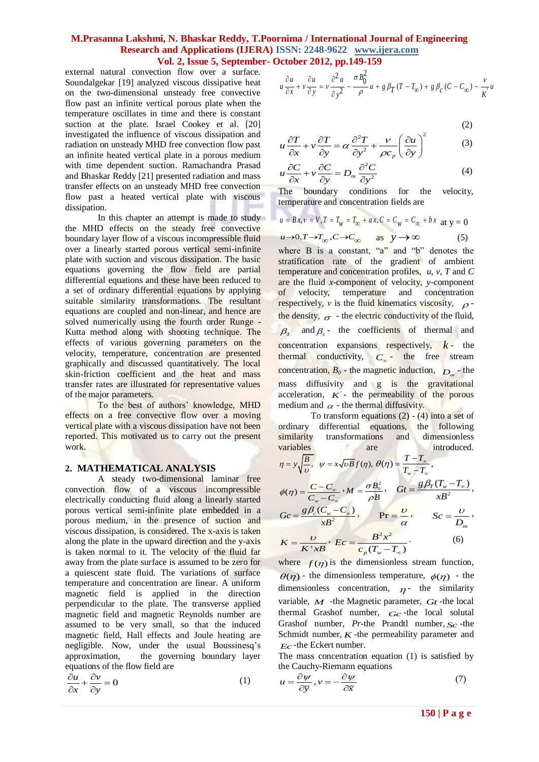external natural convection flow over a surface. Soundalgekar [19] analyzed viscous dissipative heat on the two-dimensional unsteady free convective flow past an infinite vertical porous plate when the temperature oscillates in time and there is constant suction at the plate. Israel Cookey et al. [20] investigated the influence of viscous dissipation and radiation on unsteady MHD free convection flow past an infinite heated vertical plate in a porous medium with time dependent suction. Ramachandra Prasad and Bhaskar Reddy [21] presented radiation and mass transfer effects on an unsteady MHD free convection flow past a heated vertical plate with viscous dissipation.

In this chapter an attempt is made to study the MHD effects on the steady free convective boundary layer flow of a viscous incompressible fluid over a linearly started porous vertical semi-infinite plate with suction and viscous dissipation. The basic equations governing the flow field are partial differential equations and these have been reduced to a set of ordinary differential equations by applying suitable similarity transformations. The resultant equations are coupled and non-linear, and hence are solved numerically using the fourth order Runge - Kutta method along with shooting technique. The effects of various governing parameters on the velocity, temperature, concentration are presented graphically and discussed quantitatively. The local skin-friction coefficient and the heat and mass transfer rates are illustrated for representative values of the major parameters.

To the best of authors' knowledge, MHD effects on a free convective flow over a moving vertical plate with a viscous dissipation have not been reported. This motivated us to carry out the present work.

## 2. MATHEMATICAL ANALYSIS

A steady two-dimensional laminar free convection flow of a viscous incompressible electrically conducting fluid along a linearly started porous vertical semi-infinite plate embedded in a porous medium, in the presence of suction and viscous dissipation, is considered. The x-axis is taken along the plate in the upward direction and the y-axis is taken normal to it. The velocity of the fluid far away from the plate surface is assumed to be zero for a quiescent state fluid. The variations of surface temperature and concentration are linear. A uniform magnetic field is applied in the direction perpendicular to the plate. The transverse applied magnetic field and magnetic Reynolds number are assumed to be very small, so that the induced magnetic field, Hall effects and Joule heating are negligible. Now, under the usual Boussinesq's approximation, the governing boundary layer equations of the flow field are

$$\frac{\partial u}{\partial x}+\frac{\partial v}{\partial y}=0 \tag{1}$$

$$u\frac{\partial u}{\partial x}+v\frac{\partial u}{\partial y}=\nu\frac{\partial^2 u}{\partial y^2}-\frac{\sigma B_0^2}{\rho}u+g\beta_T(T-T_\infty)+g\beta_C(C-C_\infty)-\frac{\nu}{K}u \tag{2}$$

$$u\frac{\partial T}{\partial x}+v\frac{\partial T}{\partial y}=\alpha\frac{\partial^2 T}{\partial y^2}+\frac{\nu}{\rho c_p}\left(\frac{\partial u}{\partial y}\right)^2 \tag{3}$$

$$u\frac{\partial C}{\partial x}+v\frac{\partial C}{\partial y}=D_m\frac{\partial^2 C}{\partial y^2} \tag{4}$$

The boundary conditions for the velocity, temperature and concentration fields are

$$u=Bx,\ v=V,\ T=T_W=T_\infty+ax,\ C=C_W=C_\infty+bx \quad \text{at } y=0$$
$$u\to 0,\ T\to T_\infty,\ C\to C_\infty \quad \text{as } y\to\infty \tag{5}$$

where B is a constant, "a" and "b" denotes the stratification rate of the gradient of ambient temperature and concentration profiles, $u$, $v$, $T$ and $C$ are the fluid $x$-component of velocity, $y$-component of velocity, temperature and concentration respectively, $\nu$ is the fluid kinematics viscosity, $\rho$ - the density, $\sigma$ - the electric conductivity of the fluid, $\beta_T$ and $\beta_c$ - the coefficients of thermal and concentration expansions respectively, $k$ - the thermal conductivity, $C_\infty$ - the free stream concentration, $B_0$ - the magnetic induction, $D_m$ - the mass diffusivity and g is the gravitational acceleration, $K$ - the permeability of the porous medium and $\alpha$ - the thermal diffusivity.

To transform equations (2) - (4) into a set of ordinary differential equations, the following similarity transformations and dimensionless variables are introduced.

$$\eta=y\sqrt{\frac{B}{\upsilon}},\quad \psi=x\sqrt{\upsilon B}\,f(\eta),\ \theta(\eta)=\frac{T-T_\infty}{T_w-T_\infty},$$

$$\phi(\eta)=\frac{C-C_\infty}{C_w-C_\infty},\ M=\frac{\sigma B_0^2}{\rho B},\quad Gt=\frac{g\beta_T(T_w-T_\infty)}{xB^2},$$

$$Gc=\frac{g\beta_c(C_w-C_\infty)}{xB^2},\qquad \Pr=\frac{\upsilon}{\alpha},\qquad Sc=\frac{\upsilon}{D_m},$$

$$K=\frac{\upsilon}{K'xB},\ Ec=\frac{B^2x^2}{c_p(T_w-T_\infty)}. \tag{6}$$

where $f(\eta)$ is the dimensionless stream function, $\theta(\eta)$ - the dimensionless temperature, $\phi(\eta)$ - the dimensionless concentration, $\eta$ - the similarity variable, $M$ -the Magnetic parameter, $Gt$ -the local thermal Grashof number, $Gc$ -the local solutal Grashof number, $Pr$-the Prandtl number, $Sc$ -the Schmidt number, $K$ -the permeability parameter and $Ec$ -the Eckert number.

The mass concentration equation (1) is satisfied by the Cauchy-Riemann equations

$$u=\frac{\partial\psi}{\partial y},\ v=-\frac{\partial\psi}{\partial x} \tag{7}$$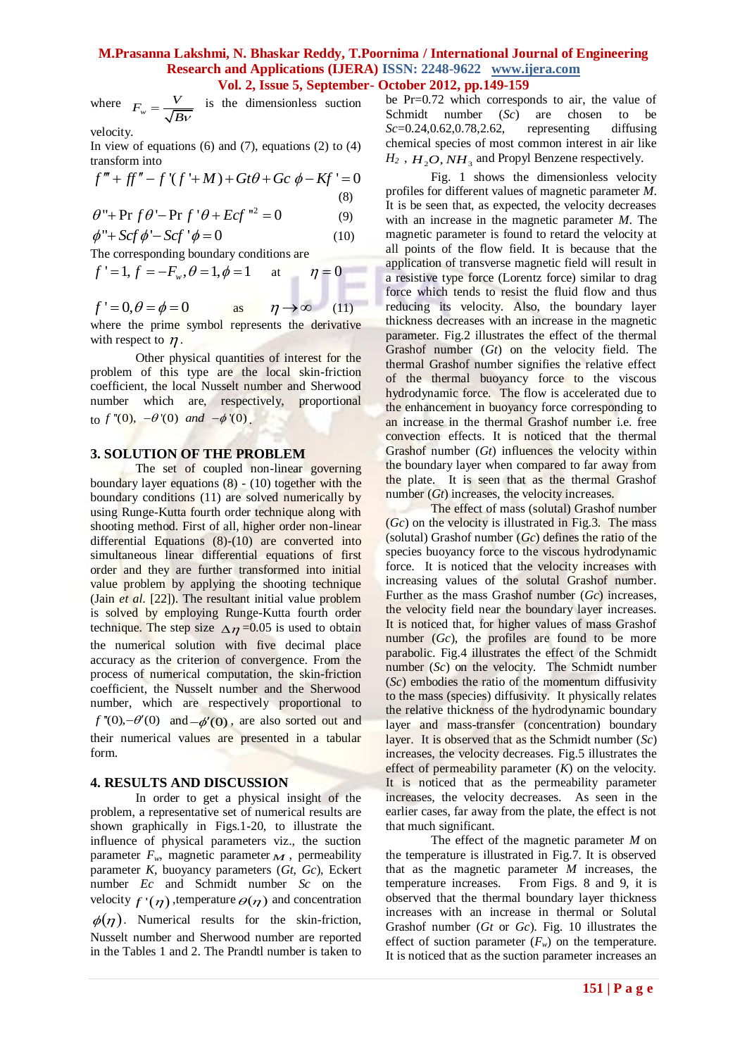where $F_w = \frac{V}{\sqrt{B\nu}}$ is the dimensionless suction velocity.

In view of equations (6) and (7), equations (2) to (4) transform into

$$f''' + ff'' - f'(f' + M) + Gt\theta + Gc\,\phi - Kf' = 0 \quad (8)$$

$$\theta'' + \Pr f\theta' - \Pr f'\theta + Ecf''^2 = 0 \quad (9)$$

$$\phi'' + Scf\phi' - Scf'\phi = 0 \quad (10)$$

The corresponding boundary conditions are

$$f' = 1,\ f = -F_w, \theta = 1, \phi = 1 \quad \text{at} \quad \eta = 0$$

$$f' = 0, \theta = \phi = 0 \quad \text{as} \quad \eta \to \infty \quad (11)$$

where the prime symbol represents the derivative with respect to $\eta$.

Other physical quantities of interest for the problem of this type are the local skin-friction coefficient, the local Nusselt number and Sherwood number which are, respectively, proportional to $f''(0),\ -\theta'(0)\ and\ -\phi'(0)$.

## 3. SOLUTION OF THE PROBLEM

The set of coupled non-linear governing boundary layer equations (8) - (10) together with the boundary conditions (11) are solved numerically by using Runge-Kutta fourth order technique along with shooting method. First of all, higher order non-linear differential Equations (8)-(10) are converted into simultaneous linear differential equations of first order and they are further transformed into initial value problem by applying the shooting technique (Jain *et al.* [22]). The resultant initial value problem is solved by employing Runge-Kutta fourth order technique. The step size $\Delta\eta$=0.05 is used to obtain the numerical solution with five decimal place accuracy as the criterion of convergence. From the process of numerical computation, the skin-friction coefficient, the Nusselt number and the Sherwood number, which are respectively proportional to $f''(0), -\theta'(0)$ and $-\phi'(0)$, are also sorted out and their numerical values are presented in a tabular form.

## 4. RESULTS AND DISCUSSION

In order to get a physical insight of the problem, a representative set of numerical results are shown graphically in Figs.1-20, to illustrate the influence of physical parameters viz., the suction parameter $F_w$, magnetic parameter $M$, permeability parameter $K$, buoyancy parameters ($Gt$, $Gc$), Eckert number $Ec$ and Schmidt number $Sc$ on the velocity $f'(\eta)$, temperature $\theta(\eta)$ and concentration $\phi(\eta)$. Numerical results for the skin-friction, Nusselt number and Sherwood number are reported in the Tables 1 and 2. The Prandtl number is taken to be Pr=0.72 which corresponds to air, the value of Schmidt number ($Sc$) are chosen to be $Sc$=0.24,0.62,0.78,2.62, representing diffusing chemical species of most common interest in air like $H_2$, $H_2O$, $NH_3$ and Propyl Benzene respectively.

Fig. 1 shows the dimensionless velocity profiles for different values of magnetic parameter $M$. It is be seen that, as expected, the velocity decreases with an increase in the magnetic parameter $M$. The magnetic parameter is found to retard the velocity at all points of the flow field. It is because that the application of transverse magnetic field will result in a resistive type force (Lorentz force) similar to drag force which tends to resist the fluid flow and thus reducing its velocity. Also, the boundary layer thickness decreases with an increase in the magnetic parameter. Fig.2 illustrates the effect of the thermal Grashof number ($Gt$) on the velocity field. The thermal Grashof number signifies the relative effect of the thermal buoyancy force to the viscous hydrodynamic force. The flow is accelerated due to the enhancement in buoyancy force corresponding to an increase in the thermal Grashof number i.e. free convection effects. It is noticed that the thermal Grashof number ($Gt$) influences the velocity within the boundary layer when compared to far away from the plate. It is seen that as the thermal Grashof number ($Gt$) increases, the velocity increases.

The effect of mass (solutal) Grashof number ($Gc$) on the velocity is illustrated in Fig.3. The mass (solutal) Grashof number ($Gc$) defines the ratio of the species buoyancy force to the viscous hydrodynamic force. It is noticed that the velocity increases with increasing values of the solutal Grashof number. Further as the mass Grashof number ($Gc$) increases, the velocity field near the boundary layer increases. It is noticed that, for higher values of mass Grashof number ($Gc$), the profiles are found to be more parabolic. Fig.4 illustrates the effect of the Schmidt number ($Sc$) on the velocity. The Schmidt number ($Sc$) embodies the ratio of the momentum diffusivity to the mass (species) diffusivity. It physically relates the relative thickness of the hydrodynamic boundary layer and mass-transfer (concentration) boundary layer. It is observed that as the Schmidt number ($Sc$) increases, the velocity decreases. Fig.5 illustrates the effect of permeability parameter ($K$) on the velocity. It is noticed that as the permeability parameter increases, the velocity decreases. As seen in the earlier cases, far away from the plate, the effect is not that much significant.

The effect of the magnetic parameter $M$ on the temperature is illustrated in Fig.7. It is observed that as the magnetic parameter $M$ increases, the temperature increases. From Figs. 8 and 9, it is observed that the thermal boundary layer thickness increases with an increase in thermal or Solutal Grashof number ($Gt$ or $Gc$). Fig. 10 illustrates the effect of suction parameter ($F_w$) on the temperature. It is noticed that as the suction parameter increases an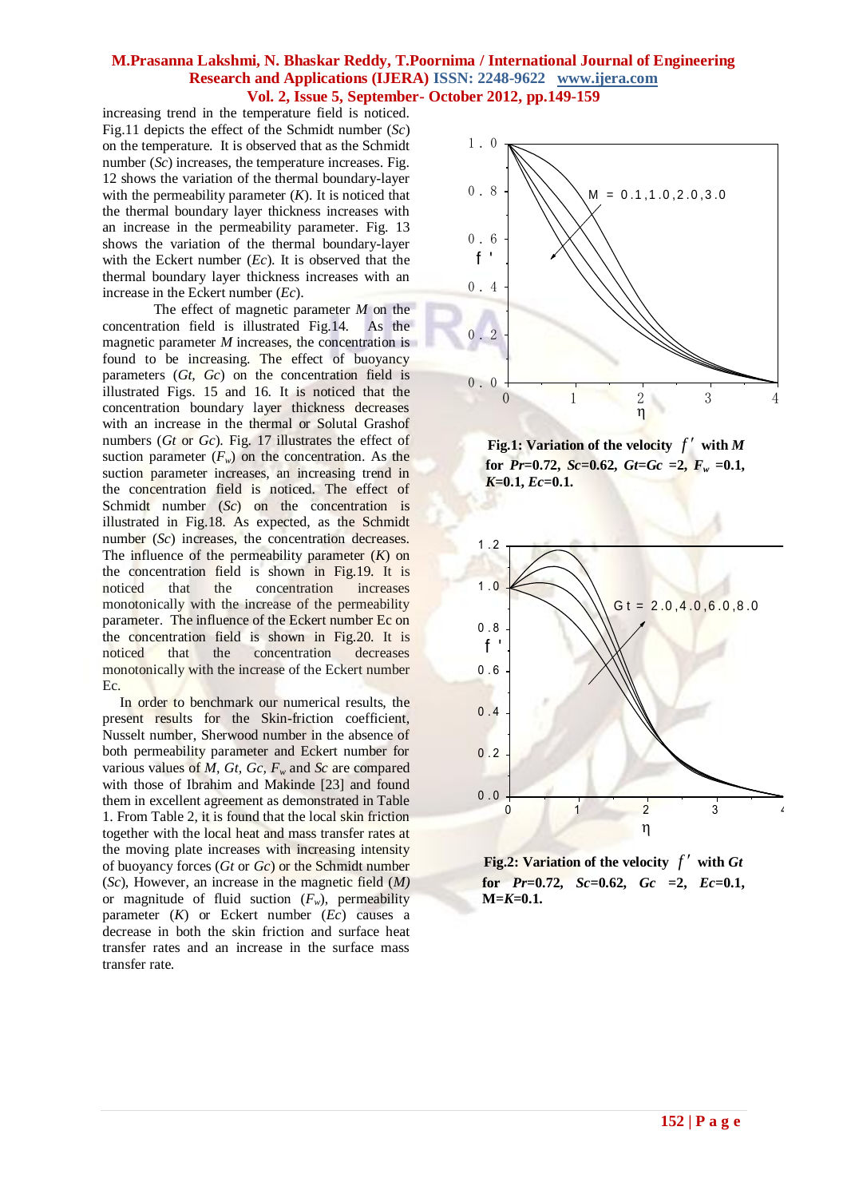increasing trend in the temperature field is noticed. Fig.11 depicts the effect of the Schmidt number (*Sc*) on the temperature. It is observed that as the Schmidt number (*Sc*) increases, the temperature increases. Fig. 12 shows the variation of the thermal boundary-layer with the permeability parameter (*K*). It is noticed that the thermal boundary layer thickness increases with an increase in the permeability parameter. Fig. 13 shows the variation of the thermal boundary-layer with the Eckert number (*Ec*). It is observed that the thermal boundary layer thickness increases with an increase in the Eckert number (*Ec*).

The effect of magnetic parameter *M* on the concentration field is illustrated Fig.14. As the magnetic parameter *M* increases, the concentration is found to be increasing. The effect of buoyancy parameters (*Gt*, *Gc*) on the concentration field is illustrated Figs. 15 and 16. It is noticed that the concentration boundary layer thickness decreases with an increase in the thermal or Solutal Grashof numbers (*Gt* or *Gc*). Fig. 17 illustrates the effect of suction parameter ($F_w$) on the concentration. As the suction parameter increases, an increasing trend in the concentration field is noticed. The effect of Schmidt number (*Sc*) on the concentration is illustrated in Fig.18. As expected, as the Schmidt number (*Sc*) increases, the concentration decreases. The influence of the permeability parameter (*K*) on the concentration field is shown in Fig.19. It is noticed that the concentration increases monotonically with the increase of the permeability parameter. The influence of the Eckert number Ec on the concentration field is shown in Fig.20. It is noticed that the concentration decreases monotonically with the increase of the Eckert number Ec.

In order to benchmark our numerical results, the present results for the Skin-friction coefficient, Nusselt number, Sherwood number in the absence of both permeability parameter and Eckert number for various values of *M*, *Gt*, *Gc*, $F_w$ and *Sc* are compared with those of Ibrahim and Makinde [23] and found them in excellent agreement as demonstrated in Table 1. From Table 2, it is found that the local skin friction together with the local heat and mass transfer rates at the moving plate increases with increasing intensity of buoyancy forces (*Gt* or *Gc*) or the Schmidt number (*Sc*), However, an increase in the magnetic field (*M*) or magnitude of fluid suction ($F_w$), permeability parameter (*K*) or Eckert number (*Ec*) causes a decrease in both the skin friction and surface heat transfer rates and an increase in the surface mass transfer rate.

**Fig.1: Variation of the velocity $f'$ with *M* for *Pr*=0.72, *Sc*=0.62, *Gt*=*Gc* =2, $F_w$ =0.1, *K*=0.1, *Ec*=0.1.**

**Fig.2: Variation of the velocity $f'$ with *Gt* for *Pr*=0.72, *Sc*=0.62, *Gc* =2, *Ec*=0.1, M=*K*=0.1.**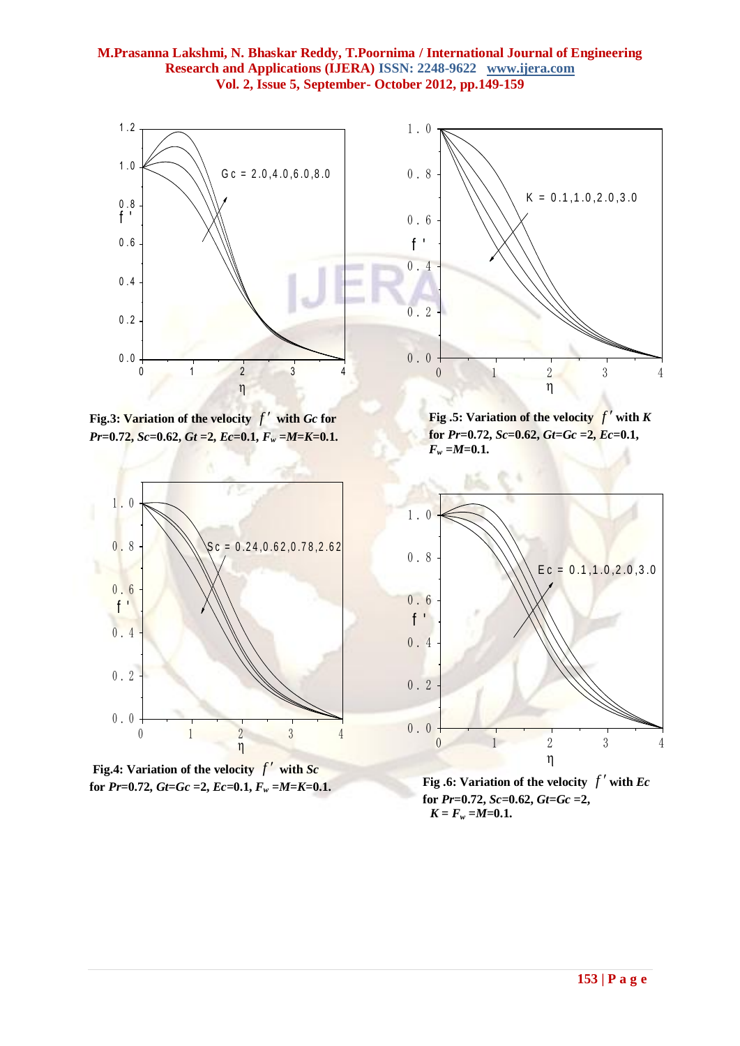Fig.3: Variation of the velocity $f'$ with $Gc$ for $Pr$=0.72, $Sc$=0.62, $Gt$ =2, $Ec$=0.1, $F_w$ =$M$=$K$=0.1.

Fig .5: Variation of the velocity $f'$ with $K$ for $Pr$=0.72, $Sc$=0.62, $Gt$=$Gc$ =2, $Ec$=0.1, $F_w$ =$M$=0.1.

Fig.4: Variation of the velocity $f'$ with $Sc$ for $Pr$=0.72, $Gt$=$Gc$ =2, $Ec$=0.1, $F_w$ =$M$=$K$=0.1.

Fig .6: Variation of the velocity $f'$ with $Ec$ for $Pr$=0.72, $Sc$=0.62, $Gt$=$Gc$ =2, $K$ = $F_w$ =$M$=0.1.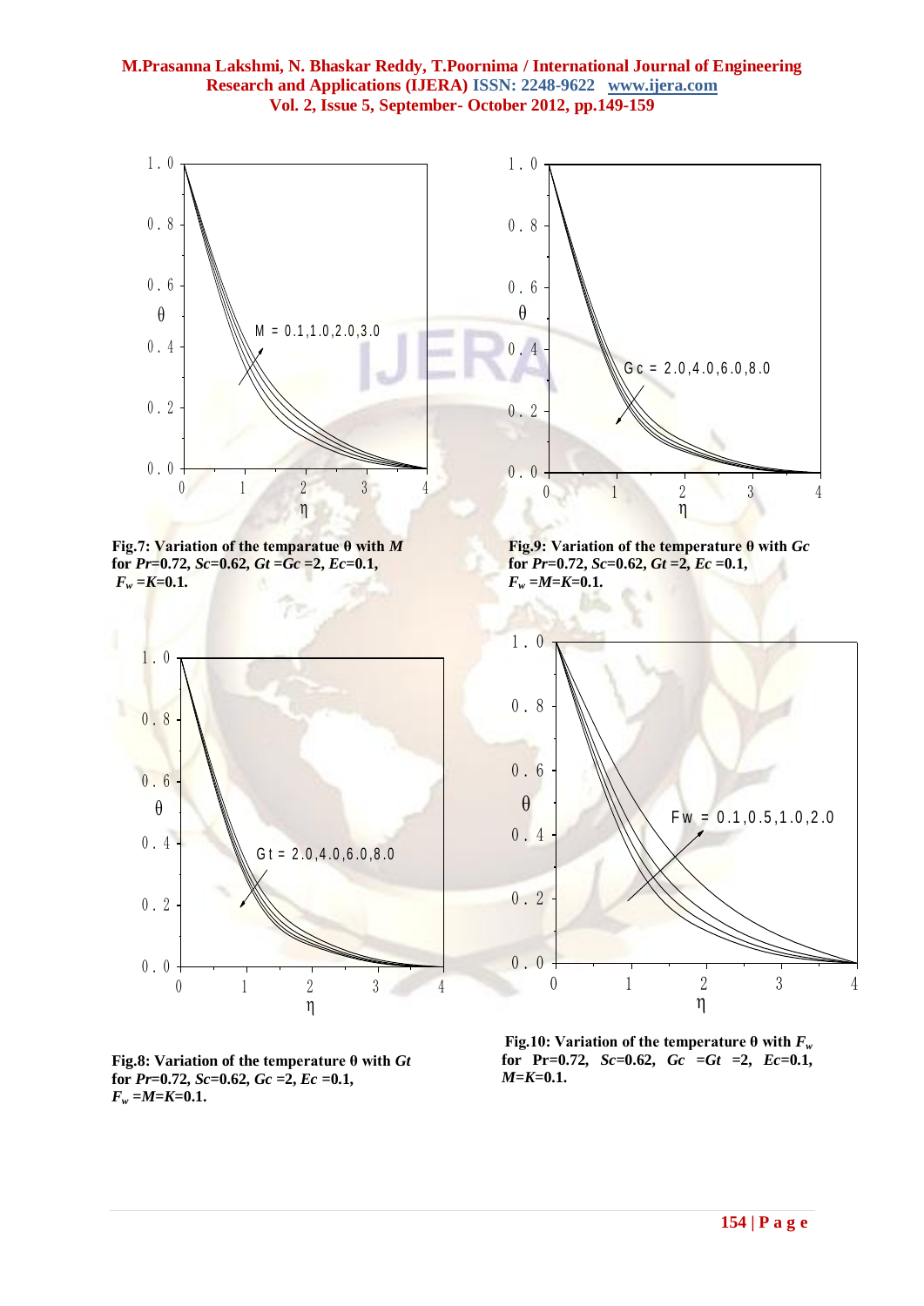Fig.7: Variation of the temparatue θ with $M$ for $Pr$=0.72, $Sc$=0.62, $Gt$ =$Gc$ =2, $Ec$=0.1, $F_w$ =$K$=0.1.

Fig.9: Variation of the temperature θ with $Gc$ for $Pr$=0.72, $Sc$=0.62, $Gt$ =2, $Ec$ =0.1, $F_w$ =$M$=$K$=0.1.

Fig.8: Variation of the temperature θ with $Gt$ for $Pr$=0.72, $Sc$=0.62, $Gc$ =2, $Ec$ =0.1, $F_w$ =$M$=$K$=0.1.

Fig.10: Variation of the temperature θ with $F_w$ for Pr=0.72, $Sc$=0.62, $Gc$ =$Gt$ =2, $Ec$=0.1, $M$=$K$=0.1.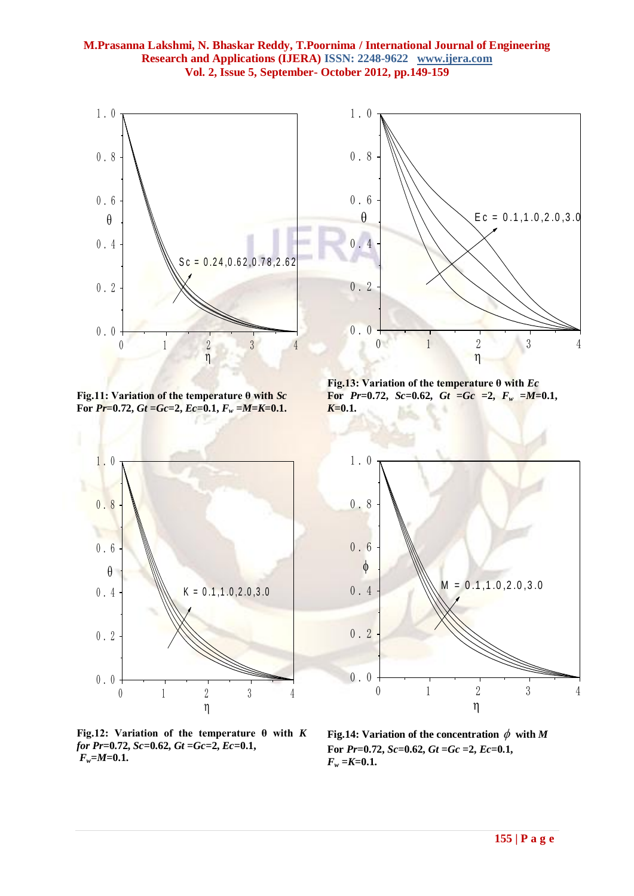Fig.11: Variation of the temperature θ with *Sc* For *Pr*=0.72, *Gt* =*Gc*=2, *Ec*=0.1, $F_w$ =*M*=*K*=0.1.

Fig.13: Variation of the temperature θ with *Ec* For *Pr*=0.72, *Sc*=0.62, *Gt* =*Gc* =2, $F_w$ =*M*=0.1, *K*=0.1.

Fig.12: Variation of the temperature θ with *K* for *Pr*=0.72, *Sc*=0.62, *Gt* =*Gc*=2, *Ec*=0.1, $F_w$=*M*=0.1.

Fig.14: Variation of the concentration $\phi$ with *M* For *Pr*=0.72, *Sc*=0.62, *Gt* =*Gc* =2, *Ec*=0.1, $F_w$ =*K*=0.1.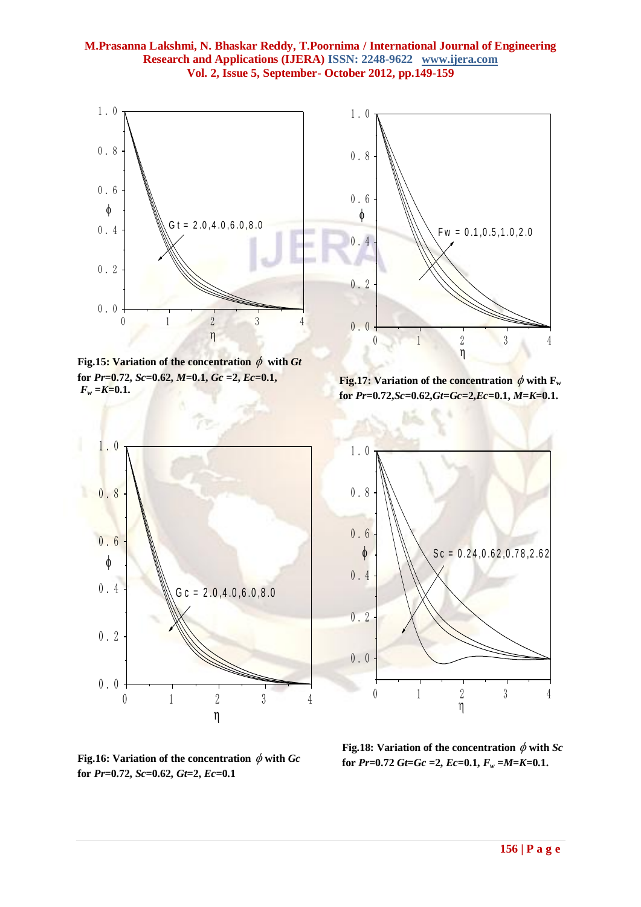Fig.15: Variation of the concentration $\phi$ with *Gt* for *Pr*=0.72, *Sc*=0.62, *M*=0.1, *Gc* =2, *Ec*=0.1, $F_w$ =*K*=0.1.

Fig.17: Variation of the concentration $\phi$ with $F_w$ for *Pr*=0.72,*Sc*=0.62,*Gt*=*Gc*=2,*Ec*=0.1, *M*=*K*=0.1.

Fig.16: Variation of the concentration $\phi$ with *Gc* for *Pr*=0.72, *Sc*=0.62, *Gt*=2, *Ec*=0.1

Fig.18: Variation of the concentration $\phi$ with *Sc* for *Pr*=0.72 *Gt*=*Gc* =2, *Ec*=0.1, $F_w$ =*M*=*K*=0.1.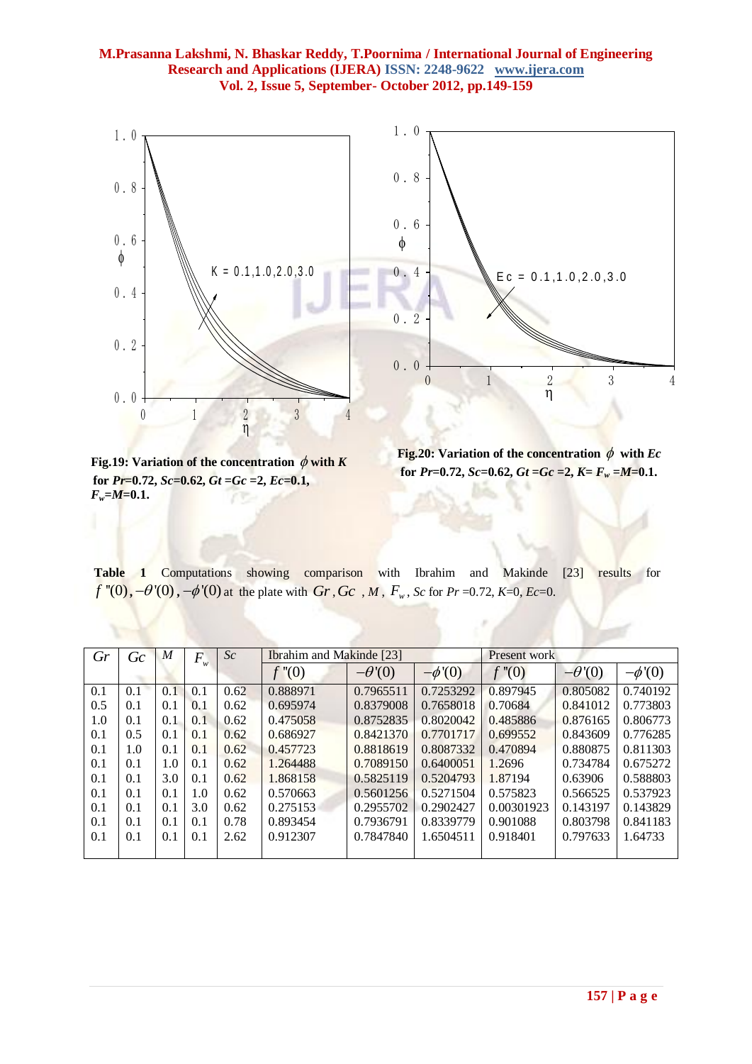**Fig.19: Variation of the concentration $\phi$ with $K$ for $Pr$=0.72, $Sc$=0.62, $Gt = Gc$ =2, $Ec$=0.1, $F_w = M$=0.1.**

**Fig.20: Variation of the concentration $\phi$ with $Ec$ for $Pr$=0.72, $Sc$=0.62, $Gt = Gc$ =2, $K = F_w = M$=0.1.**

**Table 1** Computations showing comparison with Ibrahim and Makinde [23] results for $f''(0), -\theta'(0), -\phi'(0)$ at the plate with $Gr, Gc$, $M$, $F_w$, $Sc$ for $Pr$ =0.72, $K$=0, $Ec$=0.

| $Gr$ | $Gc$ | $M$ | $F_w$ | $Sc$ | Ibrahim and Makinde [23] | | | Present work | | |
|---|---|---|---|---|---|---|---|---|---|---|
| | | | | | $f''(0)$ | $-\theta'(0)$ | $-\phi'(0)$ | $f''(0)$ | $-\theta'(0)$ | $-\phi'(0)$ |
| 0.1 | 0.1 | 0.1 | 0.1 | 0.62 | 0.888971 | 0.7965511 | 0.7253292 | 0.897945 | 0.805082 | 0.740192 |
| 0.5 | 0.1 | 0.1 | 0.1 | 0.62 | 0.695974 | 0.8379008 | 0.7658018 | 0.70684 | 0.841012 | 0.773803 |
| 1.0 | 0.1 | 0.1 | 0.1 | 0.62 | 0.475058 | 0.8752835 | 0.8020042 | 0.485886 | 0.876165 | 0.806773 |
| 0.1 | 0.5 | 0.1 | 0.1 | 0.62 | 0.686927 | 0.8421370 | 0.7701717 | 0.699552 | 0.843609 | 0.776285 |
| 0.1 | 1.0 | 0.1 | 0.1 | 0.62 | 0.457723 | 0.8818619 | 0.8087332 | 0.470894 | 0.880875 | 0.811303 |
| 0.1 | 0.1 | 1.0 | 0.1 | 0.62 | 1.264488 | 0.7089150 | 0.6400051 | 1.2696 | 0.734784 | 0.675272 |
| 0.1 | 0.1 | 3.0 | 0.1 | 0.62 | 1.868158 | 0.5825119 | 0.5204793 | 1.87194 | 0.63906 | 0.588803 |
| 0.1 | 0.1 | 0.1 | 1.0 | 0.62 | 0.570663 | 0.5601256 | 0.5271504 | 0.575823 | 0.566525 | 0.537923 |
| 0.1 | 0.1 | 0.1 | 3.0 | 0.62 | 0.275153 | 0.2955702 | 0.2902427 | 0.00301923 | 0.143197 | 0.143829 |
| 0.1 | 0.1 | 0.1 | 0.1 | 0.78 | 0.893454 | 0.7936791 | 0.8339779 | 0.901088 | 0.803798 | 0.841183 |
| 0.1 | 0.1 | 0.1 | 0.1 | 2.62 | 0.912307 | 0.7847840 | 1.6504511 | 0.918401 | 0.797633 | 1.64733 |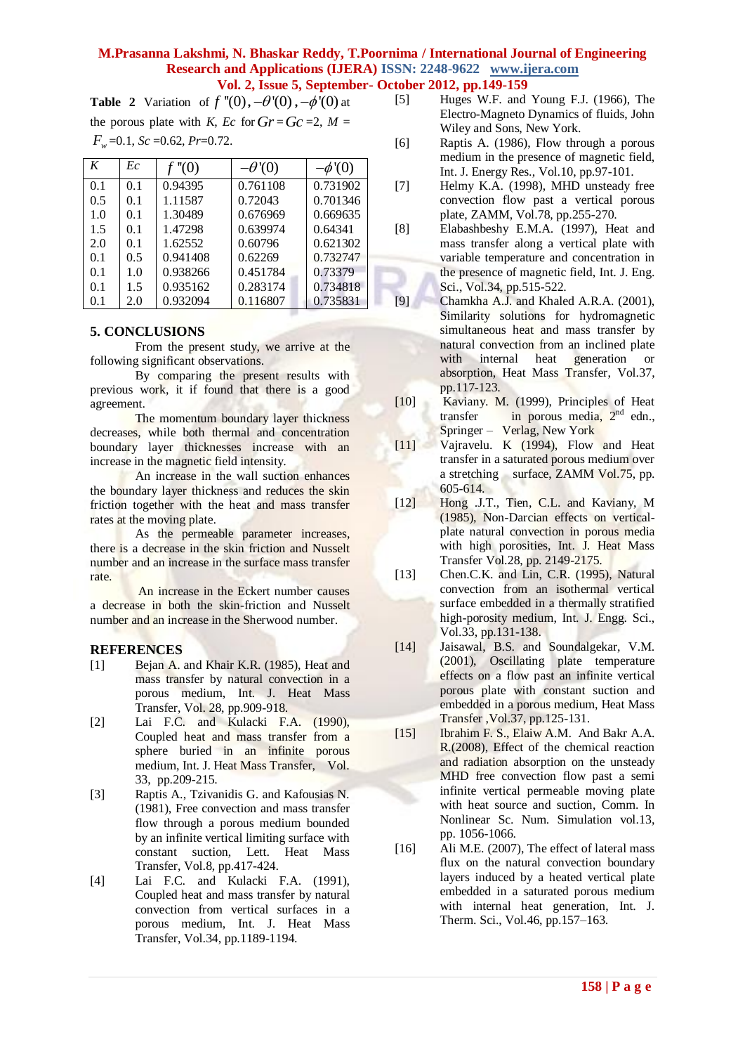**Table 2** Variation of $f''(0)$, $-\theta'(0)$, $-\phi'(0)$ at the porous plate with *K*, *Ec* for $Gr = Gc = 2$, $M = F_w = 0.1$, $Sc = 0.62$, $Pr = 0.72$.

| $K$ | $Ec$ | $f''(0)$ | $-\theta'(0)$ | $-\phi'(0)$ |
|---|---|---|---|---|
| 0.1 | 0.1 | 0.94395 | 0.761108 | 0.731902 |
| 0.5 | 0.1 | 1.11587 | 0.72043 | 0.701346 |
| 1.0 | 0.1 | 1.30489 | 0.676969 | 0.669635 |
| 1.5 | 0.1 | 1.47298 | 0.639974 | 0.64341 |
| 2.0 | 0.1 | 1.62552 | 0.60796 | 0.621302 |
| 0.1 | 0.5 | 0.941408 | 0.62269 | 0.732747 |
| 0.1 | 1.0 | 0.938266 | 0.451784 | 0.73379 |
| 0.1 | 1.5 | 0.935162 | 0.283174 | 0.734818 |
| 0.1 | 2.0 | 0.932094 | 0.116807 | 0.735831 |

## 5. CONCLUSIONS

From the present study, we arrive at the following significant observations.

By comparing the present results with previous work, it if found that there is a good agreement.

The momentum boundary layer thickness decreases, while both thermal and concentration boundary layer thicknesses increase with an increase in the magnetic field intensity.

An increase in the wall suction enhances the boundary layer thickness and reduces the skin friction together with the heat and mass transfer rates at the moving plate.

As the permeable parameter increases, there is a decrease in the skin friction and Nusselt number and an increase in the surface mass transfer rate.

An increase in the Eckert number causes a decrease in both the skin-friction and Nusselt number and an increase in the Sherwood number.

## REFERENCES

[1] Bejan A. and Khair K.R. (1985), Heat and mass transfer by natural convection in a porous medium, Int. J. Heat Mass Transfer, Vol. 28, pp.909-918.

[2] Lai F.C. and Kulacki F.A. (1990), Coupled heat and mass transfer from a sphere buried in an infinite porous medium, Int. J. Heat Mass Transfer, Vol. 33, pp.209-215.

[3] Raptis A., Tzivanidis G. and Kafousias N. (1981), Free convection and mass transfer flow through a porous medium bounded by an infinite vertical limiting surface with constant suction, Lett. Heat Mass Transfer, Vol.8, pp.417-424.

[4] Lai F.C. and Kulacki F.A. (1991), Coupled heat and mass transfer by natural convection from vertical surfaces in a porous medium, Int. J. Heat Mass Transfer, Vol.34, pp.1189-1194.

[5] Huges W.F. and Young F.J. (1966), The Electro-Magneto Dynamics of fluids, John Wiley and Sons, New York.

[6] Raptis A. (1986), Flow through a porous medium in the presence of magnetic field, Int. J. Energy Res., Vol.10, pp.97-101.

[7] Helmy K.A. (1998), MHD unsteady free convection flow past a vertical porous plate, ZAMM, Vol.78, pp.255-270.

[8] Elabashbeshy E.M.A. (1997), Heat and mass transfer along a vertical plate with variable temperature and concentration in the presence of magnetic field, Int. J. Eng. Sci., Vol.34, pp.515-522.

[9] Chamkha A.J. and Khaled A.R.A. (2001), Similarity solutions for hydromagnetic simultaneous heat and mass transfer by natural convection from an inclined plate with internal heat generation or absorption, Heat Mass Transfer, Vol.37, pp.117-123.

[10] Kaviany. M. (1999), Principles of Heat transfer in porous media, 2nd edn., Springer – Verlag, New York

[11] Vajravelu. K (1994), Flow and Heat transfer in a saturated porous medium over a stretching surface, ZAMM Vol.75, pp. 605-614.

[12] Hong .J.T., Tien, C.L. and Kaviany, M (1985), Non-Darcian effects on vertical-plate natural convection in porous media with high porosities, Int. J. Heat Mass Transfer Vol.28, pp. 2149-2175.

[13] Chen.C.K. and Lin, C.R. (1995), Natural convection from an isothermal vertical surface embedded in a thermally stratified high-porosity medium, Int. J. Engg. Sci., Vol.33, pp.131-138.

[14] Jaisawal, B.S. and Soundalgekar, V.M. (2001), Oscillating plate temperature effects on a flow past an infinite vertical porous plate with constant suction and embedded in a porous medium, Heat Mass Transfer ,Vol.37, pp.125-131.

[15] Ibrahim F. S., Elaiw A.M. And Bakr A.A. R.(2008), Effect of the chemical reaction and radiation absorption on the unsteady MHD free convection flow past a semi infinite vertical permeable moving plate with heat source and suction, Comm. In Nonlinear Sc. Num. Simulation vol.13, pp. 1056-1066.

[16] Ali M.E. (2007), The effect of lateral mass flux on the natural convection boundary layers induced by a heated vertical plate embedded in a saturated porous medium with internal heat generation, Int. J. Therm. Sci., Vol.46, pp.157–163.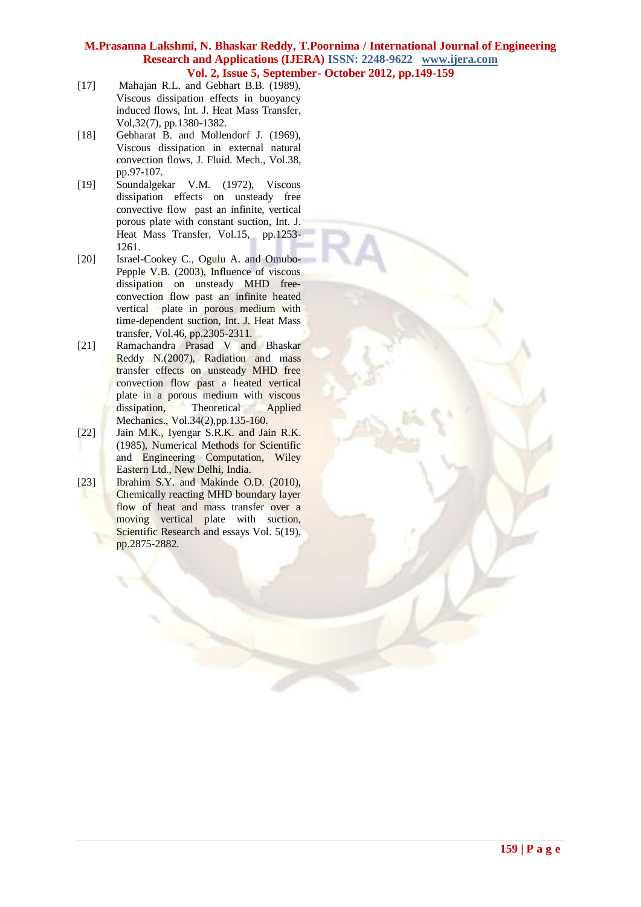[17] Mahajan R.L. and Gebhart B.B. (1989), Viscous dissipation effects in buoyancy induced flows, Int. J. Heat Mass Transfer, Vol,32(7), pp.1380-1382.

[18] Gebharat B. and Mollendorf J. (1969), Viscous dissipation in external natural convection flows, J. Fluid. Mech., Vol.38, pp.97-107.

[19] Soundalgekar V.M. (1972), Viscous dissipation effects on unsteady free convective flow past an infinite, vertical porous plate with constant suction, Int. J. Heat Mass Transfer, Vol.15, pp.1253-1261.

[20] Israel-Cookey C., Ogulu A. and Omubo-Pepple V.B. (2003), Influence of viscous dissipation on unsteady MHD free-convection flow past an infinite heated vertical plate in porous medium with time-dependent suction, Int. J. Heat Mass transfer, Vol.46, pp.2305-2311.

[21] Ramachandra Prasad V and Bhaskar Reddy N.(2007), Radiation and mass transfer effects on unsteady MHD free convection flow past a heated vertical plate in a porous medium with viscous dissipation, Theoretical Applied Mechanics., Vol.34(2),pp.135-160.

[22] Jain M.K., Iyengar S.R.K. and Jain R.K. (1985), Numerical Methods for Scientific and Engineering Computation, Wiley Eastern Ltd., New Delhi, India.

[23] Ibrahim S.Y. and Makinde O.D. (2010), Chemically reacting MHD boundary layer flow of heat and mass transfer over a moving vertical plate with suction, Scientific Research and essays Vol. 5(19), pp.2875-2882.